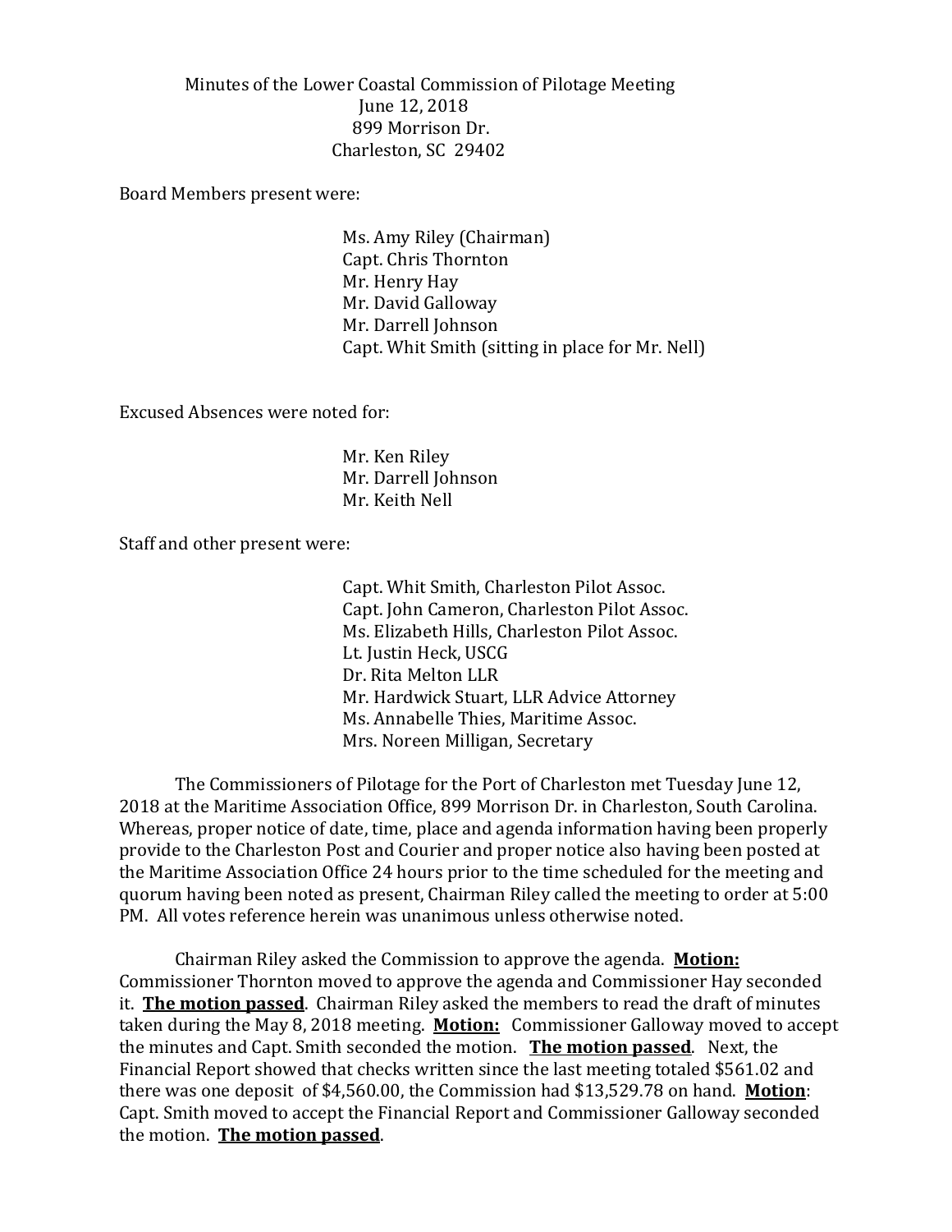Minutes of the Lower Coastal Commission of Pilotage Meeting
June 12, 2018
899 Morrison Dr.
Charleston, SC 29402

Board Members present were:

Ms. Amy Riley (Chairman)
Capt. Chris Thornton
Mr. Henry Hay
Mr. David Galloway
Mr. Darrell Johnson
Capt. Whit Smith (sitting in place for Mr. Nell)

Excused Absences were noted for:

Mr. Ken Riley
Mr. Darrell Johnson
Mr. Keith Nell

Staff and other present were:

Capt. Whit Smith, Charleston Pilot Assoc.
Capt. John Cameron, Charleston Pilot Assoc.
Ms. Elizabeth Hills, Charleston Pilot Assoc.
Lt. Justin Heck, USCG
Dr. Rita Melton LLR
Mr. Hardwick Stuart, LLR Advice Attorney
Ms. Annabelle Thies, Maritime Assoc.
Mrs. Noreen Milligan, Secretary

The Commissioners of Pilotage for the Port of Charleston met Tuesday June 12, 2018 at the Maritime Association Office, 899 Morrison Dr. in Charleston, South Carolina. Whereas, proper notice of date, time, place and agenda information having been properly provide to the Charleston Post and Courier and proper notice also having been posted at the Maritime Association Office 24 hours prior to the time scheduled for the meeting and quorum having been noted as present, Chairman Riley called the meeting to order at 5:00 PM. All votes reference herein was unanimous unless otherwise noted.

Chairman Riley asked the Commission to approve the agenda. **Motion:** Commissioner Thornton moved to approve the agenda and Commissioner Hay seconded it. **The motion passed**. Chairman Riley asked the members to read the draft of minutes taken during the May 8, 2018 meeting. **Motion:** Commissioner Galloway moved to accept the minutes and Capt. Smith seconded the motion. **The motion passed**. Next, the Financial Report showed that checks written since the last meeting totaled $561.02 and there was one deposit of $4,560.00, the Commission had $13,529.78 on hand. **Motion**: Capt. Smith moved to accept the Financial Report and Commissioner Galloway seconded the motion. **The motion passed**.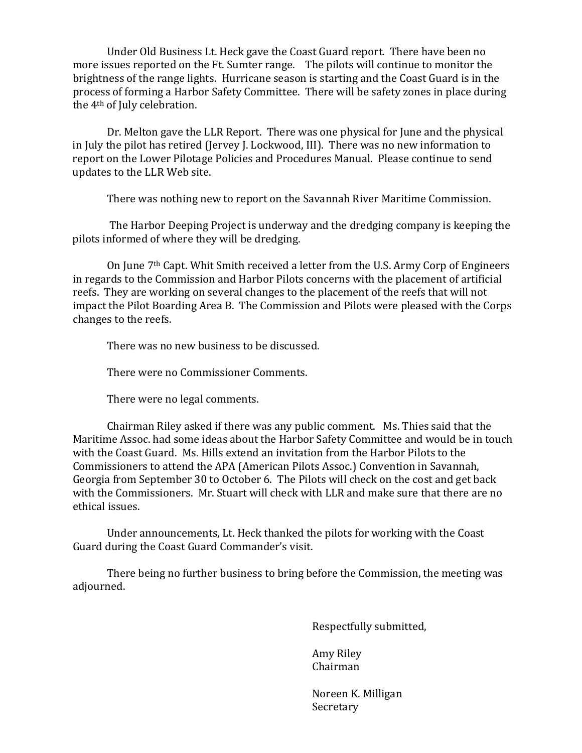Under Old Business Lt. Heck gave the Coast Guard report. There have been no more issues reported on the Ft. Sumter range. The pilots will continue to monitor the brightness of the range lights. Hurricane season is starting and the Coast Guard is in the process of forming a Harbor Safety Committee. There will be safety zones in place during the 4th of July celebration.

Dr. Melton gave the LLR Report. There was one physical for June and the physical in July the pilot has retired (Jervey J. Lockwood, III). There was no new information to report on the Lower Pilotage Policies and Procedures Manual. Please continue to send updates to the LLR Web site.

There was nothing new to report on the Savannah River Maritime Commission.

The Harbor Deeping Project is underway and the dredging company is keeping the pilots informed of where they will be dredging.

On June 7th Capt. Whit Smith received a letter from the U.S. Army Corp of Engineers in regards to the Commission and Harbor Pilots concerns with the placement of artificial reefs. They are working on several changes to the placement of the reefs that will not impact the Pilot Boarding Area B. The Commission and Pilots were pleased with the Corps changes to the reefs.

There was no new business to be discussed.

There were no Commissioner Comments.

There were no legal comments.

Chairman Riley asked if there was any public comment. Ms. Thies said that the Maritime Assoc. had some ideas about the Harbor Safety Committee and would be in touch with the Coast Guard. Ms. Hills extend an invitation from the Harbor Pilots to the Commissioners to attend the APA (American Pilots Assoc.) Convention in Savannah, Georgia from September 30 to October 6. The Pilots will check on the cost and get back with the Commissioners. Mr. Stuart will check with LLR and make sure that there are no ethical issues.

Under announcements, Lt. Heck thanked the pilots for working with the Coast Guard during the Coast Guard Commander's visit.

There being no further business to bring before the Commission, the meeting was adjourned.

Respectfully submitted,

Amy Riley
Chairman

Noreen K. Milligan
Secretary